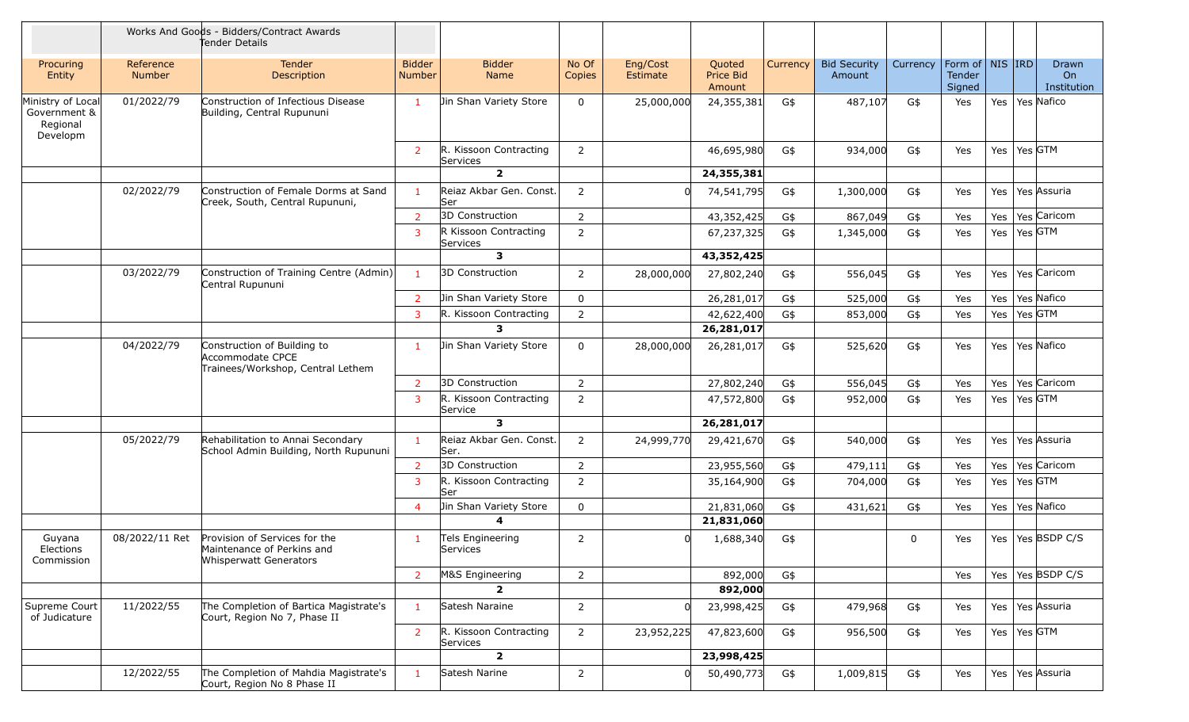| | Works And Goods - Bidders/Contract Awards Tender Details | | | | | | | | | | | | | |
|---|---|---|---|---|---|---|---|---|---|---|---|---|---|---|
| Procuring Entity | Reference Number | Tender Description | Bidder Number | Bidder Name | No Of Copies | Eng/Cost Estimate | Quoted Price Bid Amount | Currency | Bid Security Amount | Currency | Form of Tender Signed | NIS | IRD | Drawn On Institution |
| Ministry of Local Government & Regional Developm | 01/2022/79 | Construction of Infectious Disease Building, Central Rupununi | 1 | Jin Shan Variety Store | 0 | 25,000,000 | 24,355,381 | G$ | 487,107 | G$ | Yes | Yes | Yes | Nafico |
| | | | 2 | R. Kissoon Contracting Services | 2 | | 46,695,980 | G$ | 934,000 | G$ | Yes | Yes | Yes | GTM |
| | | | | **2** | | | **24,355,381** | | | | | | | |
| | 02/2022/79 | Construction of Female Dorms at Sand Creek, South, Central Rupununi, | 1 | Reiaz Akbar Gen. Const. Ser | 2 | 0 | 74,541,795 | G$ | 1,300,000 | G$ | Yes | Yes | Yes | Assuria |
| | | | 2 | 3D Construction | 2 | | 43,352,425 | G$ | 867,049 | G$ | Yes | Yes | Yes | Caricom |
| | | | 3 | R Kissoon Contracting Services | 2 | | 67,237,325 | G$ | 1,345,000 | G$ | Yes | Yes | Yes | GTM |
| | | | | **3** | | | **43,352,425** | | | | | | | |
| | 03/2022/79 | Construction of Training Centre (Admin) Central Rupununi | 1 | 3D Construction | 2 | 28,000,000 | 27,802,240 | G$ | 556,045 | G$ | Yes | Yes | Yes | Caricom |
| | | | 2 | Jin Shan Variety Store | 0 | | 26,281,017 | G$ | 525,000 | G$ | Yes | Yes | Yes | Nafico |
| | | | 3 | R. Kissoon Contracting | 2 | | 42,622,400 | G$ | 853,000 | G$ | Yes | Yes | Yes | GTM |
| | | | | **3** | | | **26,281,017** | | | | | | | |
| | 04/2022/79 | Construction of Building to Accommodate CPCE Trainees/Workshop, Central Lethem | 1 | Jin Shan Variety Store | 0 | 28,000,000 | 26,281,017 | G$ | 525,620 | G$ | Yes | Yes | Yes | Nafico |
| | | | 2 | 3D Construction | 2 | | 27,802,240 | G$ | 556,045 | G$ | Yes | Yes | Yes | Caricom |
| | | | 3 | R. Kissoon Contracting Service | 2 | | 47,572,800 | G$ | 952,000 | G$ | Yes | Yes | Yes | GTM |
| | | | | **3** | | | **26,281,017** | | | | | | | |
| | 05/2022/79 | Rehabilitation to Annai Secondary School Admin Building, North Rupununi | 1 | Reiaz Akbar Gen. Const. Ser. | 2 | 24,999,770 | 29,421,670 | G$ | 540,000 | G$ | Yes | Yes | Yes | Assuria |
| | | | 2 | 3D Construction | 2 | | 23,955,560 | G$ | 479,111 | G$ | Yes | Yes | Yes | Caricom |
| | | | 3 | R. Kissoon Contracting Ser | 2 | | 35,164,900 | G$ | 704,000 | G$ | Yes | Yes | Yes | GTM |
| | | | 4 | Jin Shan Variety Store | 0 | | 21,831,060 | G$ | 431,621 | G$ | Yes | Yes | Yes | Nafico |
| | | | | **4** | | | **21,831,060** | | | | | | | |
| Guyana Elections Commission | 08/2022/11 Ret | Provision of Services for the Maintenance of Perkins and Whisperwatt Generators | 1 | Tels Engineering Services | 2 | 0 | 1,688,340 | G$ | | 0 | Yes | Yes | Yes | BSDP C/S |
| | | | 2 | M&S Engineering | 2 | | 892,000 | G$ | | | Yes | Yes | Yes | BSDP C/S |
| | | | | **2** | | | **892,000** | | | | | | | |
| Supreme Court of Judicature | 11/2022/55 | The Completion of Bartica Magistrate's Court, Region No 7, Phase II | 1 | Satesh Naraine | 2 | 0 | 23,998,425 | G$ | 479,968 | G$ | Yes | Yes | Yes | Assuria |
| | | | 2 | R. Kissoon Contracting Services | 2 | 23,952,225 | 47,823,600 | G$ | 956,500 | G$ | Yes | Yes | Yes | GTM |
| | | | | **2** | | | **23,998,425** | | | | | | | |
| | 12/2022/55 | The Completion of Mahdia Magistrate's Court, Region No 8 Phase II | 1 | Satesh Narine | 2 | 0 | 50,490,773 | G$ | 1,009,815 | G$ | Yes | Yes | Yes | Assuria |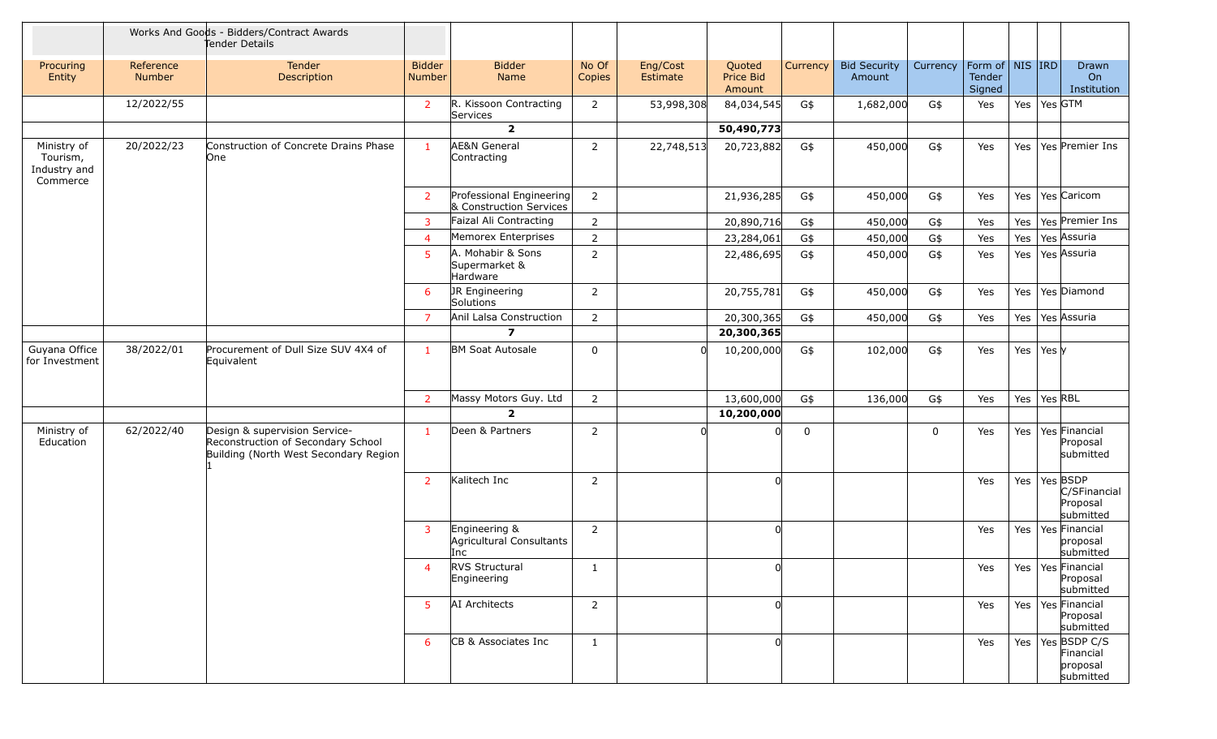| | Works And Goods - Bidders/Contract Awards Tender Details | | | | | | | | | | | | | | |
|---|---|---|---|---|---|---|---|---|---|---|---|---|---|---|---|
| Procuring Entity | Reference Number | Tender Description | Bidder Number | Bidder Name | No Of Copies | Eng/Cost Estimate | Quoted Price Bid Amount | Currency | Bid Security Amount | Currency | Form of Tender Signed | NIS | IRD | Drawn On Institution |
| | 12/2022/55 | | 2 | R. Kissoon Contracting Services | 2 | 53,998,308 | 84,034,545 | G$ | 1,682,000 | G$ | Yes | Yes | Yes | GTM |
| | | | | **2** | | | **50,490,773** | | | | | | | |
| Ministry of Tourism, Industry and Commerce | 20/2022/23 | Construction of Concrete Drains Phase One | 1 | AE&N General Contracting | 2 | 22,748,513 | 20,723,882 | G$ | 450,000 | G$ | Yes | Yes | Yes | Premier Ins |
| | | | 2 | Professional Engineering & Construction Services | 2 | | 21,936,285 | G$ | 450,000 | G$ | Yes | Yes | Yes | Caricom |
| | | | 3 | Faizal Ali Contracting | 2 | | 20,890,716 | G$ | 450,000 | G$ | Yes | Yes | Yes | Premier Ins |
| | | | 4 | Memorex Enterprises | 2 | | 23,284,061 | G$ | 450,000 | G$ | Yes | Yes | Yes | Assuria |
| | | | 5 | A. Mohabir & Sons Supermarket & Hardware | 2 | | 22,486,695 | G$ | 450,000 | G$ | Yes | Yes | Yes | Assuria |
| | | | 6 | JR Engineering Solutions | 2 | | 20,755,781 | G$ | 450,000 | G$ | Yes | Yes | Yes | Diamond |
| | | | 7 | Anil Lalsa Construction | 2 | | 20,300,365 | G$ | 450,000 | G$ | Yes | Yes | Yes | Assuria |
| | | | | **7** | | | **20,300,365** | | | | | | | |
| Guyana Office for Investment | 38/2022/01 | Procurement of Dull Size SUV 4X4 of Equivalent | 1 | BM Soat Autosale | 0 | 0 | 10,200,000 | G$ | 102,000 | G$ | Yes | Yes | Yes | y |
| | | | 2 | Massy Motors Guy. Ltd | 2 | | 13,600,000 | G$ | 136,000 | G$ | Yes | Yes | Yes | RBL |
| | | | | **2** | | | **10,200,000** | | | | | | | |
| Ministry of Education | 62/2022/40 | Design & supervision Service- Reconstruction of Secondary School Building (North West Secondary Region 1 | 1 | Deen & Partners | 2 | 0 | 0 | 0 | | 0 | Yes | Yes | Yes | Financial Proposal submitted |
| | | | 2 | Kalitech Inc | 2 | | 0 | | | | Yes | Yes | Yes | BSDP C/SFinancial Proposal submitted |
| | | | 3 | Engineering & Agricultural Consultants Inc | 2 | | 0 | | | | Yes | Yes | Yes | Financial proposal submitted |
| | | | 4 | RVS Structural Engineering | 1 | | 0 | | | | Yes | Yes | Yes | Financial Proposal submitted |
| | | | 5 | AI Architects | 2 | | 0 | | | | Yes | Yes | Yes | Financial Proposal submitted |
| | | | 6 | CB & Associates Inc | 1 | | 0 | | | | Yes | Yes | Yes | BSDP C/S Financial proposal submitted |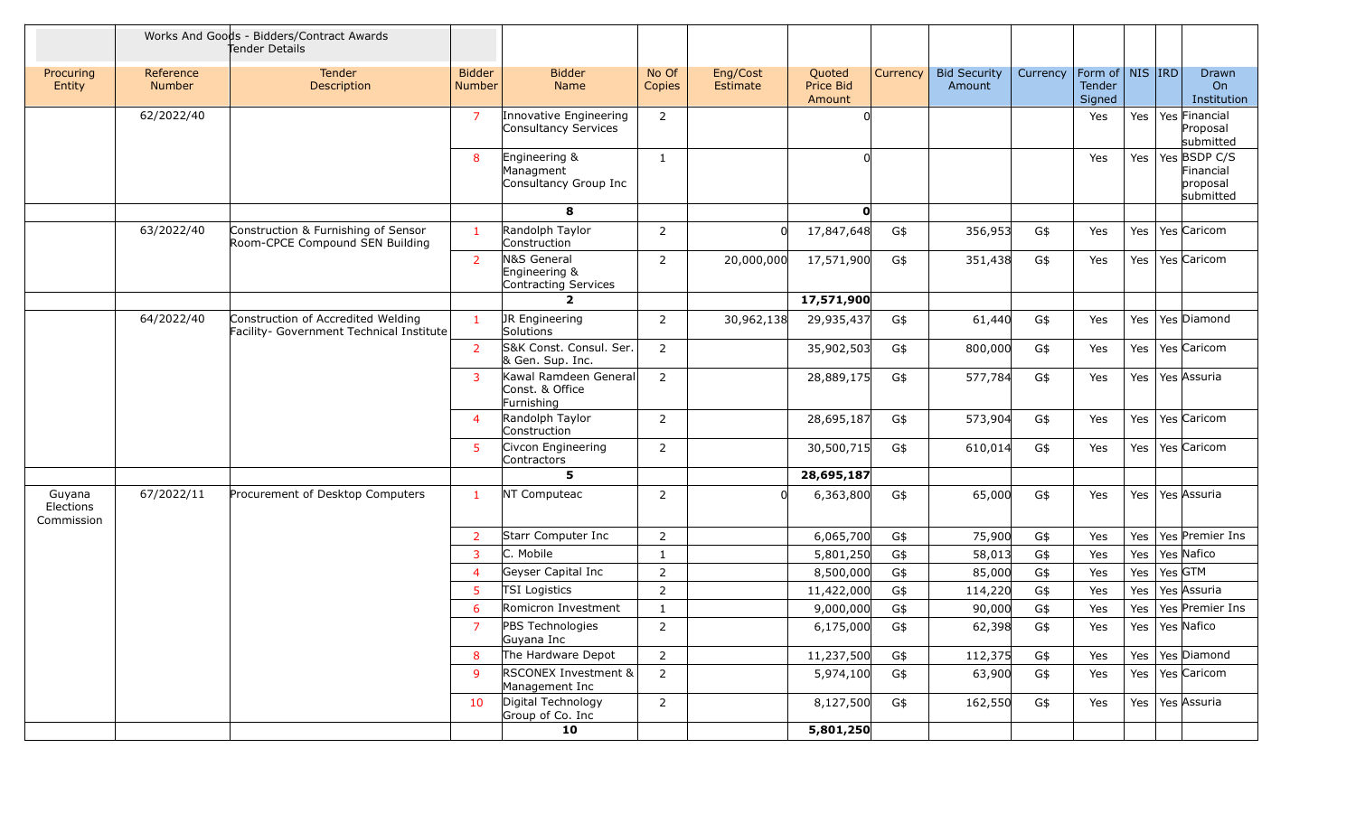| | Works And Goods - Bidders/Contract Awards Tender Details | | | | | | | | | | | | | |
|---|---|---|---|---|---|---|---|---|---|---|---|---|---|---|
| Procuring Entity | Reference Number | Tender Description | Bidder Number | Bidder Name | No Of Copies | Eng/Cost Estimate | Quoted Price Bid Amount | Currency | Bid Security Amount | Currency | Form of Tender Signed | NIS | IRD | Drawn On Institution |
| | 62/2022/40 | | 7 | Innovative Engineering Consultancy Services | 2 | | 0 | | | | Yes | Yes | Yes | Financial Proposal submitted |
| | | | 8 | Engineering & Managment Consultancy Group Inc | 1 | | 0 | | | | Yes | Yes | Yes | BSDP C/S Financial proposal submitted |
| | | | | 8 | | | **0** | | | | | | | |
| | 63/2022/40 | Construction & Furnishing of Sensor Room-CPCE Compound SEN Building | 1 | Randolph Taylor Construction | 2 | 0 | 17,847,648 | G$ | 356,953 | G$ | Yes | Yes | Yes | Caricom |
| | | | 2 | N&S General Engineering & Contracting Services | 2 | 20,000,000 | 17,571,900 | G$ | 351,438 | G$ | Yes | Yes | Yes | Caricom |
| | | | | 2 | | | **17,571,900** | | | | | | | |
| | 64/2022/40 | Construction of Accredited Welding Facility- Government Technical Institute | 1 | JR Engineering Solutions | 2 | 30,962,138 | 29,935,437 | G$ | 61,440 | G$ | Yes | Yes | Yes | Diamond |
| | | | 2 | S&K Const. Consul. Ser. & Gen. Sup. Inc. | 2 | | 35,902,503 | G$ | 800,000 | G$ | Yes | Yes | Yes | Caricom |
| | | | 3 | Kawal Ramdeen General Const. & Office Furnishing | 2 | | 28,889,175 | G$ | 577,784 | G$ | Yes | Yes | Yes | Assuria |
| | | | 4 | Randolph Taylor Construction | 2 | | 28,695,187 | G$ | 573,904 | G$ | Yes | Yes | Yes | Caricom |
| | | | 5 | Civcon Engineering Contractors | 2 | | 30,500,715 | G$ | 610,014 | G$ | Yes | Yes | Yes | Caricom |
| | | | | 5 | | | **28,695,187** | | | | | | | |
| Guyana Elections Commission | 67/2022/11 | Procurement of Desktop Computers | 1 | NT Computeac | 2 | 0 | 6,363,800 | G$ | 65,000 | G$ | Yes | Yes | Yes | Assuria |
| | | | 2 | Starr Computer Inc | 2 | | 6,065,700 | G$ | 75,900 | G$ | Yes | Yes | Yes | Premier Ins |
| | | | 3 | C. Mobile | 1 | | 5,801,250 | G$ | 58,013 | G$ | Yes | Yes | Yes | Nafico |
| | | | 4 | Geyser Capital Inc | 2 | | 8,500,000 | G$ | 85,000 | G$ | Yes | Yes | Yes | GTM |
| | | | 5 | TSI Logistics | 2 | | 11,422,000 | G$ | 114,220 | G$ | Yes | Yes | Yes | Assuria |
| | | | 6 | Romicron Investment | 1 | | 9,000,000 | G$ | 90,000 | G$ | Yes | Yes | Yes | Premier Ins |
| | | | 7 | PBS Technologies Guyana Inc | 2 | | 6,175,000 | G$ | 62,398 | G$ | Yes | Yes | Yes | Nafico |
| | | | 8 | The Hardware Depot | 2 | | 11,237,500 | G$ | 112,375 | G$ | Yes | Yes | Yes | Diamond |
| | | | 9 | RSCONEX Investment & Management Inc | 2 | | 5,974,100 | G$ | 63,900 | G$ | Yes | Yes | Yes | Caricom |
| | | | 10 | Digital Technology Group of Co. Inc | 2 | | 8,127,500 | G$ | 162,550 | G$ | Yes | Yes | Yes | Assuria |
| | | | | 10 | | | **5,801,250** | | | | | | | |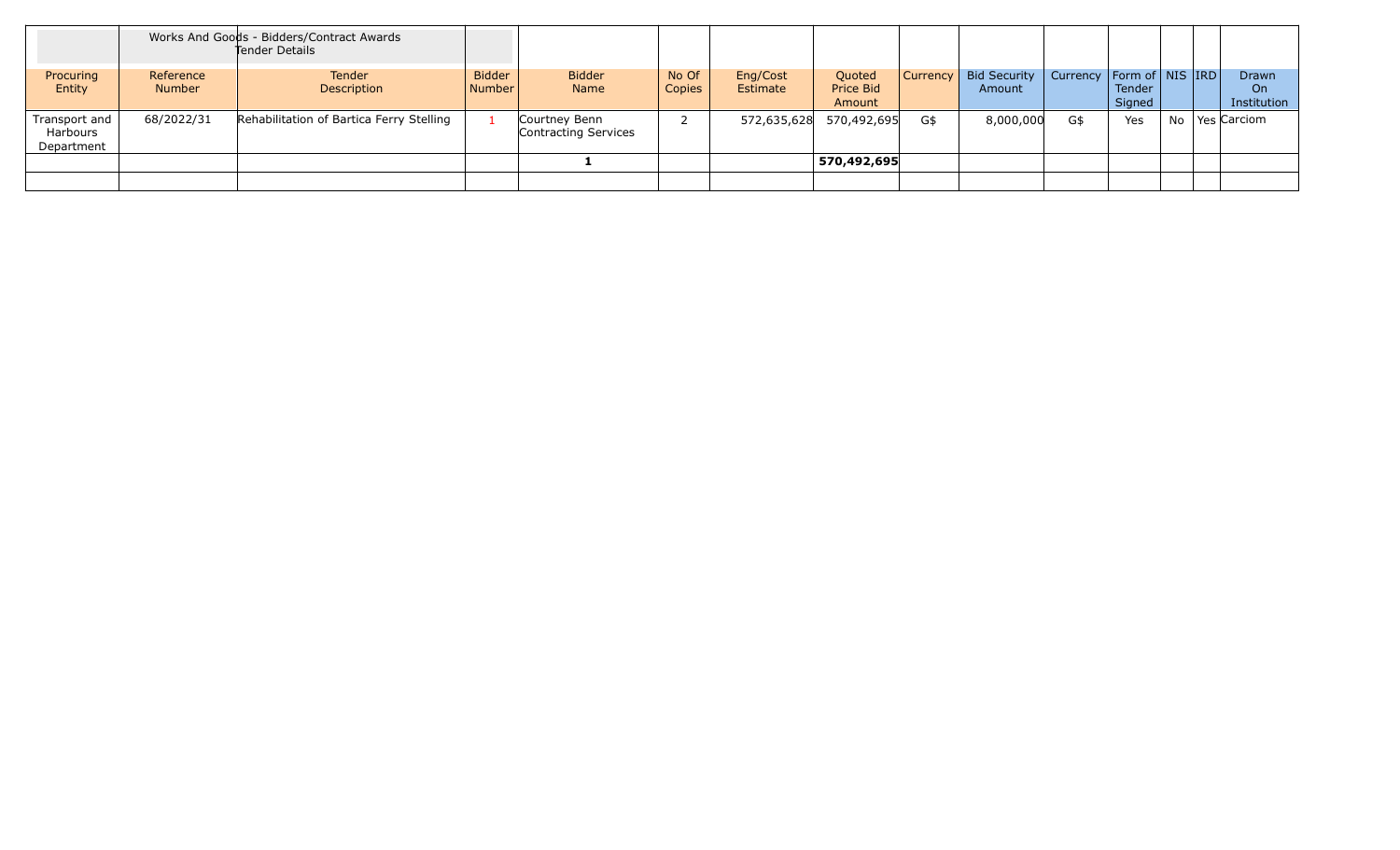| | Works And Goods - Bidders/Contract Awards Tender Details | | | | | | | | | | | | | |
|---|---|---|---|---|---|---|---|---|---|---|---|---|---|---|
| Procuring Entity | Reference Number | Tender Description | Bidder Number | Bidder Name | No Of Copies | Eng/Cost Estimate | Quoted Price Bid Amount | Currency | Bid Security Amount | Currency | Form of Tender Signed | NIS | IRD | Drawn On Institution |
| Transport and Harbours Department | 68/2022/31 | Rehabilitation of Bartica Ferry Stelling | 1 | Courtney Benn Contracting Services | 2 | 572,635,628 | 570,492,695 | G$ | 8,000,000 | G$ | Yes | No | Yes | Carciom |
| | | | | **1** | | | **570,492,695** | | | | | | | |
| | | | | | | | | | | | | | | |